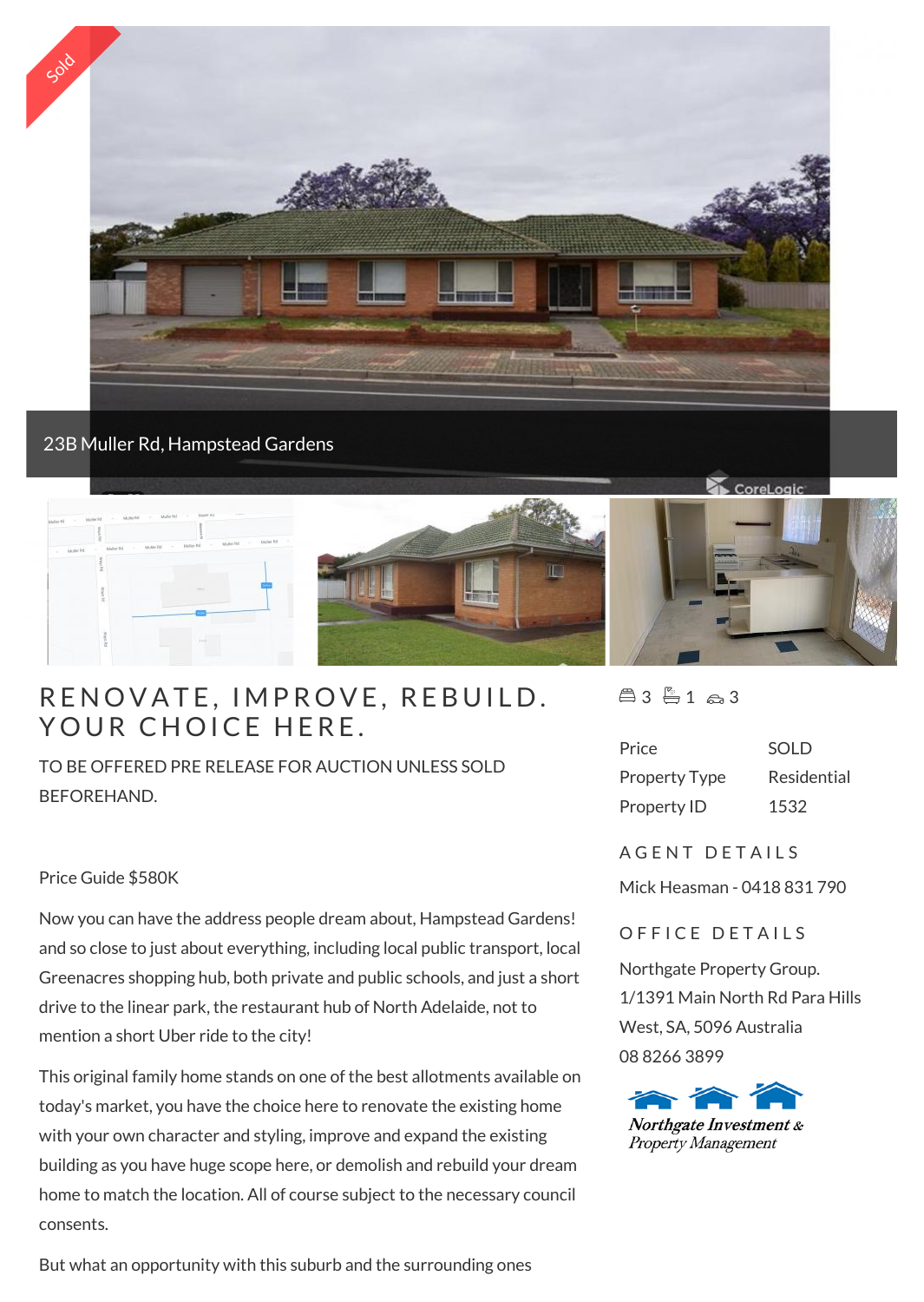Sold

23B Muller Rd, Hampstead Gardens

# RENOVATE, IMPROVE, REBUILD. YOUR CHOICE HERE.

TO BE OFFERED PRE RELEASE FOR AUCTION UNLESS SOLD BEFOREHAND.

Price Guide $580K

Now you can have the address people dream about, Hampstead Gardens! and so close to just about everything, including local public transport, local Greenacres shopping hub, both private and public schools, and just a short drive to the linear park, the restaurant hub of North Adelaide, not to mention a short Uber ride to the city!

This original family home stands on one of the best allotments available on today's market, you have the choice here to renovate the existing home with your own character and styling, improve and expand the existing building as you have huge scope here, or demolish and rebuild your dream home to match the location. All of course subject to the necessary council consents.

But what an opportunity with this suburb and the surrounding ones

3 bedrooms | 1 bathroom | 3 car spaces

| | |
|---|---|
| Price | SOLD |
| Property Type | Residential |
| Property ID | 1532 |

## AGENT DETAILS

Mick Heasman - 0418 831 790

## OFFICE DETAILS

Northgate Property Group.
1/1391 Main North Rd Para Hills West, SA, 5096 Australia
08 8266 3899

Northgate Investment & Property Management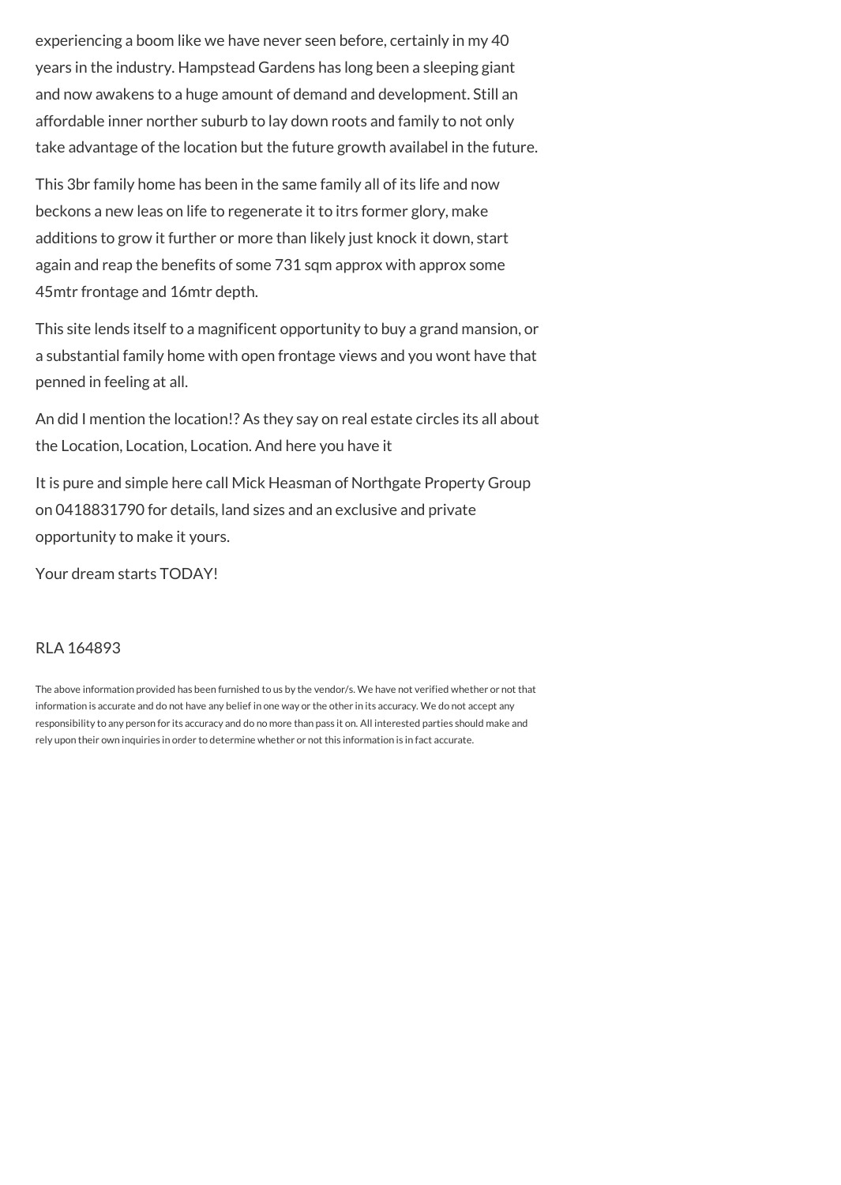experiencing a boom like we have never seen before, certainly in my 40 years in the industry. Hampstead Gardens has long been a sleeping giant and now awakens to a huge amount of demand and development. Still an affordable inner norther suburb to lay down roots and family to not only take advantage of the location but the future growth availabel in the future.

This 3br family home has been in the same family all of its life and now beckons a new leas on life to regenerate it to itrs former glory, make additions to grow it further or more than likely just knock it down, start again and reap the benefits of some 731 sqm approx with approx some 45mtr frontage and 16mtr depth.

This site lends itself to a magnificent opportunity to buy a grand mansion, or a substantial family home with open frontage views and you wont have that penned in feeling at all.

An did I mention the location!? As they say on real estate circles its all about the Location, Location, Location. And here you have it

It is pure and simple here call Mick Heasman of Northgate Property Group on 0418831790 for details, land sizes and an exclusive and private opportunity to make it yours.

Your dream starts TODAY!

RLA 164893

The above information provided has been furnished to us by the vendor/s. We have not verified whether or not that information is accurate and do not have any belief in one way or the other in its accuracy. We do not accept any responsibility to any person for its accuracy and do no more than pass it on. All interested parties should make and rely upon their own inquiries in order to determine whether or not this information is in fact accurate.